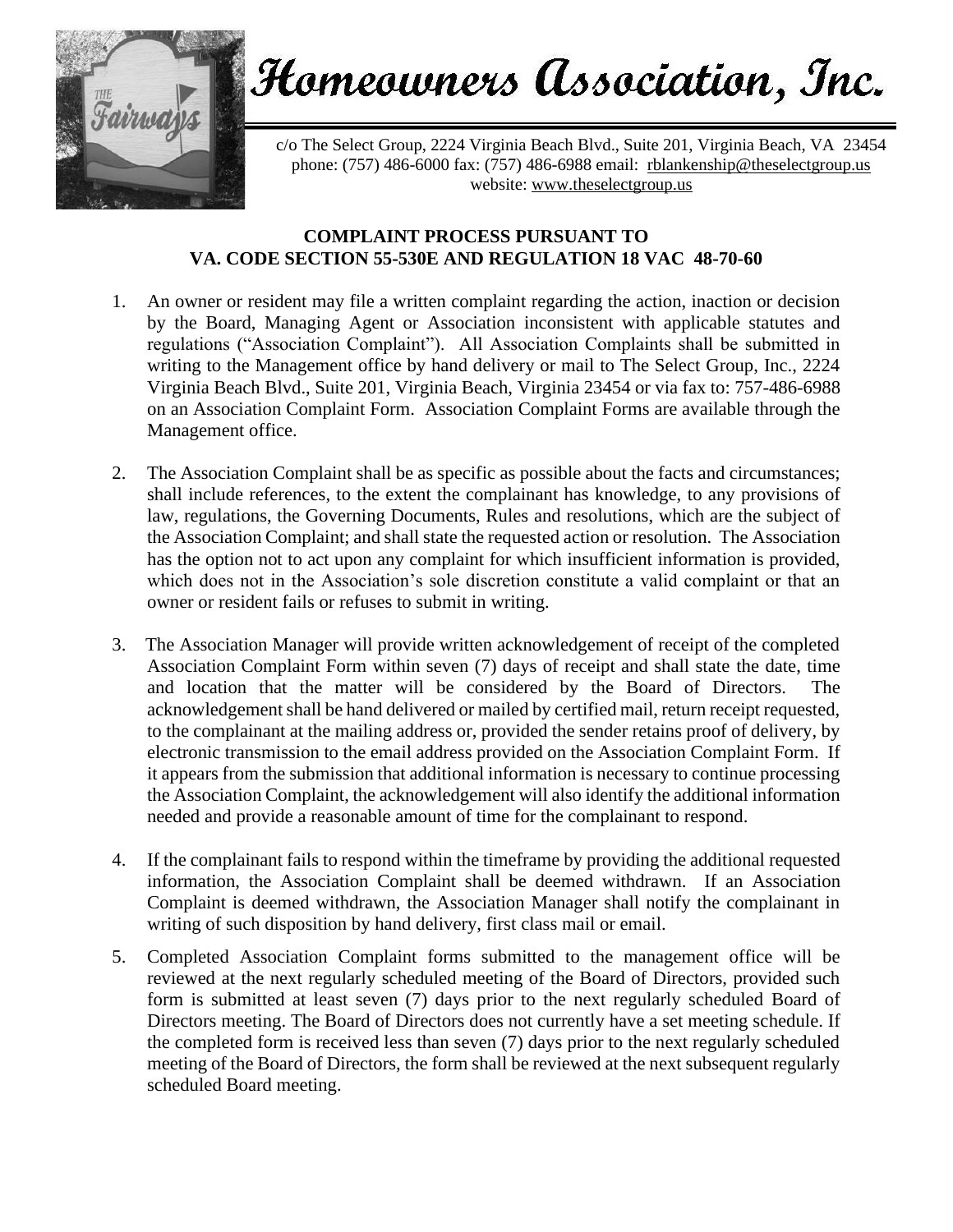# Homeowners Association, Inc.

c/o The Select Group, 2224 Virginia Beach Blvd., Suite 201, Virginia Beach, VA 23454
phone: (757) 486-6000 fax: (757) 486-6988 email: rblankenship@theselectgroup.us
website: www.theselectgroup.us

**COMPLAINT PROCESS PURSUANT TO**
**VA. CODE SECTION 55-530E AND REGULATION 18 VAC 48-70-60**

1. An owner or resident may file a written complaint regarding the action, inaction or decision by the Board, Managing Agent or Association inconsistent with applicable statutes and regulations ("Association Complaint"). All Association Complaints shall be submitted in writing to the Management office by hand delivery or mail to The Select Group, Inc., 2224 Virginia Beach Blvd., Suite 201, Virginia Beach, Virginia 23454 or via fax to: 757-486-6988 on an Association Complaint Form. Association Complaint Forms are available through the Management office.

2. The Association Complaint shall be as specific as possible about the facts and circumstances; shall include references, to the extent the complainant has knowledge, to any provisions of law, regulations, the Governing Documents, Rules and resolutions, which are the subject of the Association Complaint; and shall state the requested action or resolution. The Association has the option not to act upon any complaint for which insufficient information is provided, which does not in the Association's sole discretion constitute a valid complaint or that an owner or resident fails or refuses to submit in writing.

3. The Association Manager will provide written acknowledgement of receipt of the completed Association Complaint Form within seven (7) days of receipt and shall state the date, time and location that the matter will be considered by the Board of Directors. The acknowledgement shall be hand delivered or mailed by certified mail, return receipt requested, to the complainant at the mailing address or, provided the sender retains proof of delivery, by electronic transmission to the email address provided on the Association Complaint Form. If it appears from the submission that additional information is necessary to continue processing the Association Complaint, the acknowledgement will also identify the additional information needed and provide a reasonable amount of time for the complainant to respond.

4. If the complainant fails to respond within the timeframe by providing the additional requested information, the Association Complaint shall be deemed withdrawn. If an Association Complaint is deemed withdrawn, the Association Manager shall notify the complainant in writing of such disposition by hand delivery, first class mail or email.

5. Completed Association Complaint forms submitted to the management office will be reviewed at the next regularly scheduled meeting of the Board of Directors, provided such form is submitted at least seven (7) days prior to the next regularly scheduled Board of Directors meeting. The Board of Directors does not currently have a set meeting schedule. If the completed form is received less than seven (7) days prior to the next regularly scheduled meeting of the Board of Directors, the form shall be reviewed at the next subsequent regularly scheduled Board meeting.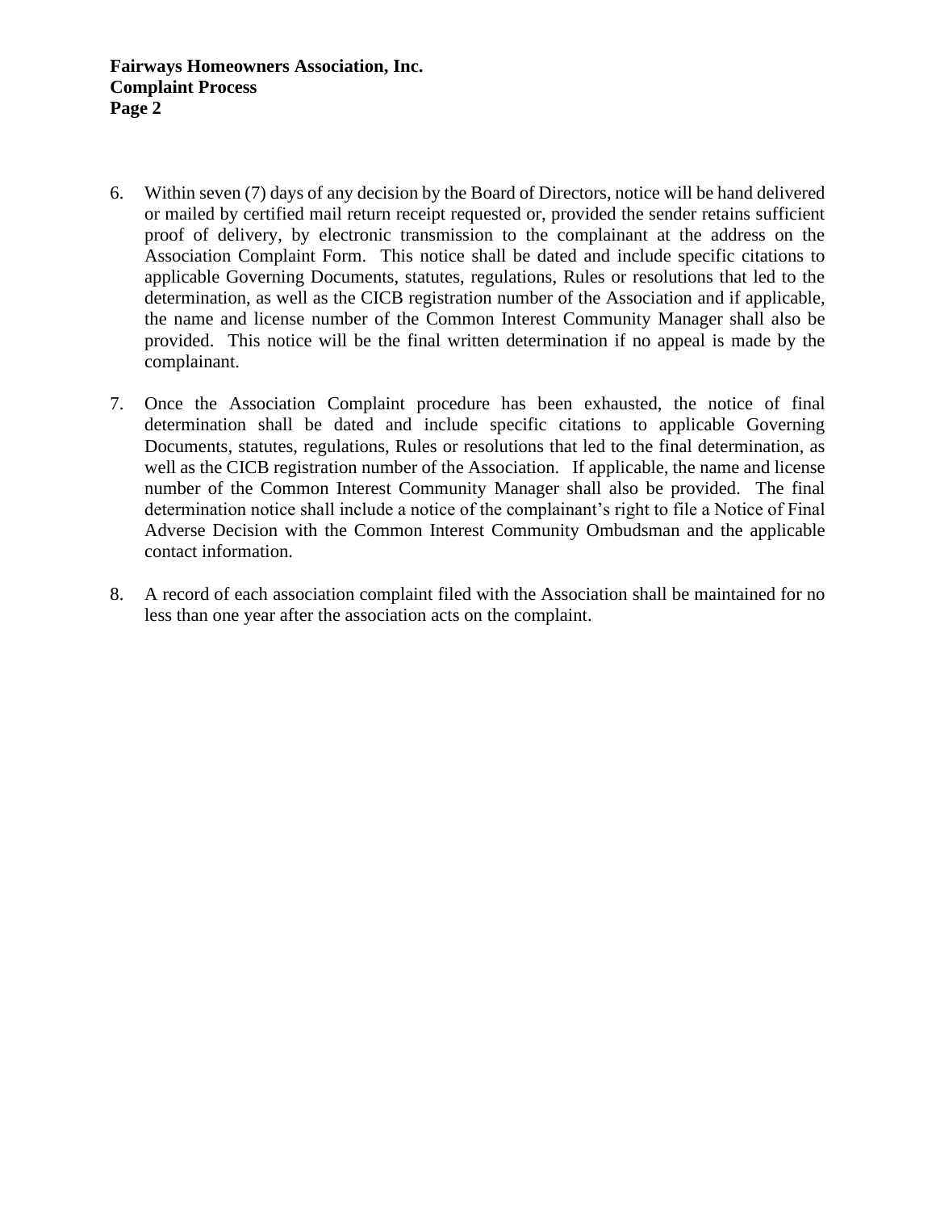6. Within seven (7) days of any decision by the Board of Directors, notice will be hand delivered or mailed by certified mail return receipt requested or, provided the sender retains sufficient proof of delivery, by electronic transmission to the complainant at the address on the Association Complaint Form. This notice shall be dated and include specific citations to applicable Governing Documents, statutes, regulations, Rules or resolutions that led to the determination, as well as the CICB registration number of the Association and if applicable, the name and license number of the Common Interest Community Manager shall also be provided. This notice will be the final written determination if no appeal is made by the complainant.

7. Once the Association Complaint procedure has been exhausted, the notice of final determination shall be dated and include specific citations to applicable Governing Documents, statutes, regulations, Rules or resolutions that led to the final determination, as well as the CICB registration number of the Association. If applicable, the name and license number of the Common Interest Community Manager shall also be provided. The final determination notice shall include a notice of the complainant's right to file a Notice of Final Adverse Decision with the Common Interest Community Ombudsman and the applicable contact information.

8. A record of each association complaint filed with the Association shall be maintained for no less than one year after the association acts on the complaint.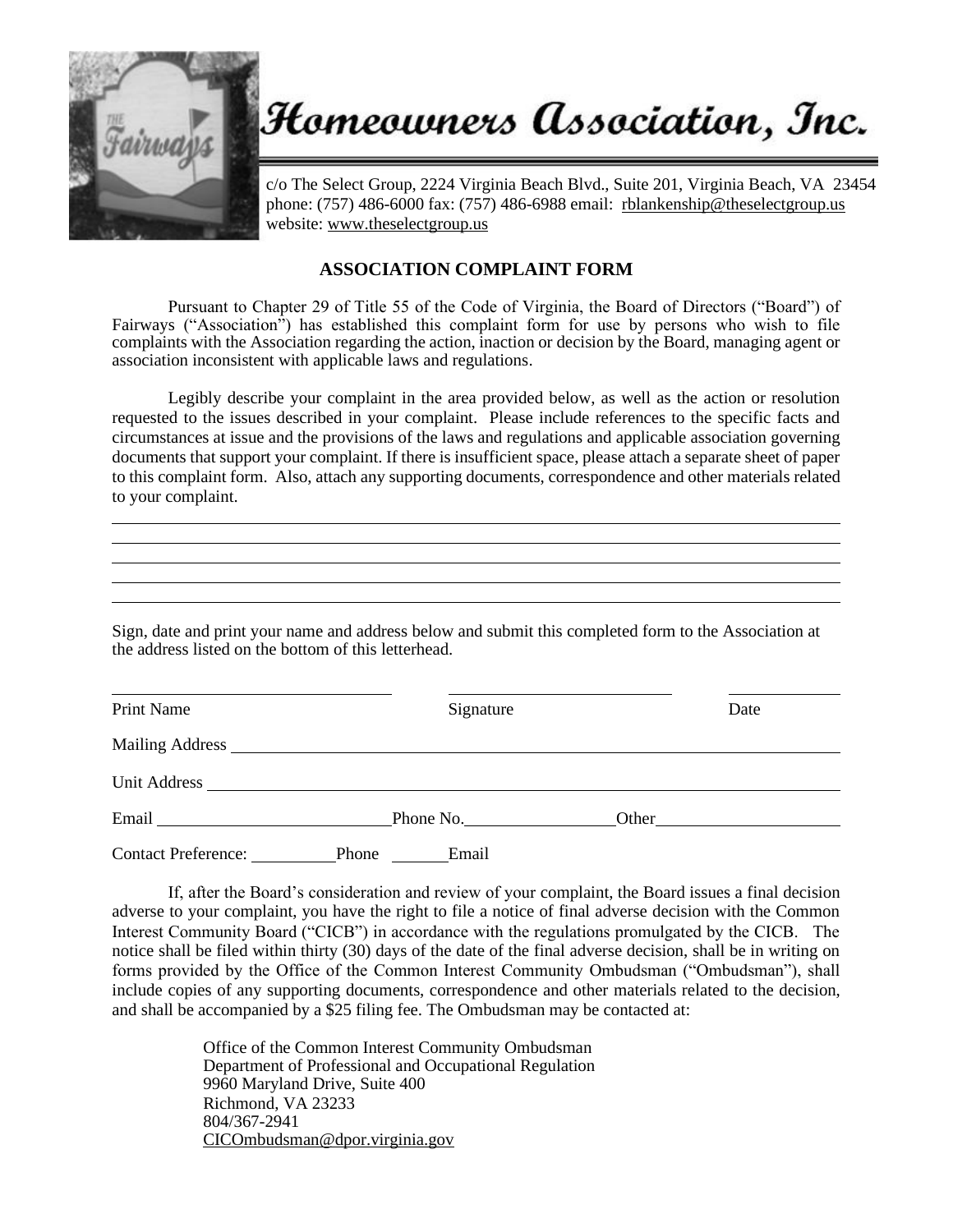# Homeowners Association, Inc.

c/o The Select Group, 2224 Virginia Beach Blvd., Suite 201, Virginia Beach, VA 23454
phone: (757) 486-6000 fax: (757) 486-6988 email: rblankenship@theselectgroup.us
website: www.theselectgroup.us

## ASSOCIATION COMPLAINT FORM

Pursuant to Chapter 29 of Title 55 of the Code of Virginia, the Board of Directors ("Board") of Fairways ("Association") has established this complaint form for use by persons who wish to file complaints with the Association regarding the action, inaction or decision by the Board, managing agent or association inconsistent with applicable laws and regulations.

Legibly describe your complaint in the area provided below, as well as the action or resolution requested to the issues described in your complaint. Please include references to the specific facts and circumstances at issue and the provisions of the laws and regulations and applicable association governing documents that support your complaint. If there is insufficient space, please attach a separate sheet of paper to this complaint form. Also, attach any supporting documents, correspondence and other materials related to your complaint.

\_\_\_\_\_\_\_\_\_\_\_\_\_\_\_\_\_\_\_\_\_\_\_\_\_\_\_\_\_\_\_\_\_\_\_\_\_\_\_\_\_\_\_\_\_\_\_\_\_\_\_\_\_\_\_\_\_\_\_\_\_\_\_\_\_\_\_\_\_\_\_\_\_\_\_\_\_\_

\_\_\_\_\_\_\_\_\_\_\_\_\_\_\_\_\_\_\_\_\_\_\_\_\_\_\_\_\_\_\_\_\_\_\_\_\_\_\_\_\_\_\_\_\_\_\_\_\_\_\_\_\_\_\_\_\_\_\_\_\_\_\_\_\_\_\_\_\_\_\_\_\_\_\_\_\_\_

\_\_\_\_\_\_\_\_\_\_\_\_\_\_\_\_\_\_\_\_\_\_\_\_\_\_\_\_\_\_\_\_\_\_\_\_\_\_\_\_\_\_\_\_\_\_\_\_\_\_\_\_\_\_\_\_\_\_\_\_\_\_\_\_\_\_\_\_\_\_\_\_\_\_\_\_\_\_

\_\_\_\_\_\_\_\_\_\_\_\_\_\_\_\_\_\_\_\_\_\_\_\_\_\_\_\_\_\_\_\_\_\_\_\_\_\_\_\_\_\_\_\_\_\_\_\_\_\_\_\_\_\_\_\_\_\_\_\_\_\_\_\_\_\_\_\_\_\_\_\_\_\_\_\_\_\_

\_\_\_\_\_\_\_\_\_\_\_\_\_\_\_\_\_\_\_\_\_\_\_\_\_\_\_\_\_\_\_\_\_\_\_\_\_\_\_\_\_\_\_\_\_\_\_\_\_\_\_\_\_\_\_\_\_\_\_\_\_\_\_\_\_\_\_\_\_\_\_\_\_\_\_\_\_\_

Sign, date and print your name and address below and submit this completed form to the Association at the address listed on the bottom of this letterhead.

\_\_\_\_\_\_\_\_\_\_\_\_\_\_\_\_\_\_\_\_\_\_\_\_\_\_ \_\_\_\_\_\_\_\_\_\_\_\_\_\_\_\_\_\_\_\_\_\_\_\_ \_\_\_\_\_\_\_\_\_\_\_\_
Print Name Signature Date

Mailing Address \_\_\_\_\_\_\_\_\_\_\_\_\_\_\_\_\_\_\_\_\_\_\_\_\_\_\_\_\_\_\_\_\_\_\_\_\_\_\_\_\_\_\_\_\_\_\_\_\_\_\_\_\_\_\_\_\_\_\_\_

Unit Address \_\_\_\_\_\_\_\_\_\_\_\_\_\_\_\_\_\_\_\_\_\_\_\_\_\_\_\_\_\_\_\_\_\_\_\_\_\_\_\_\_\_\_\_\_\_\_\_\_\_\_\_\_\_\_\_\_\_\_\_\_\_

Email \_\_\_\_\_\_\_\_\_\_\_\_\_\_\_\_\_\_\_\_\_\_\_\_ Phone No.\_\_\_\_\_\_\_\_\_\_\_\_\_\_\_\_ Other\_\_\_\_\_\_\_\_\_\_\_\_\_\_\_\_\_\_\_\_

Contact Preference: \_\_\_\_\_\_\_\_\_Phone \_\_\_\_\_\_Email

If, after the Board's consideration and review of your complaint, the Board issues a final decision adverse to your complaint, you have the right to file a notice of final adverse decision with the Common Interest Community Board ("CICB") in accordance with the regulations promulgated by the CICB. The notice shall be filed within thirty (30) days of the date of the final adverse decision, shall be in writing on forms provided by the Office of the Common Interest Community Ombudsman ("Ombudsman"), shall include copies of any supporting documents, correspondence and other materials related to the decision, and shall be accompanied by a $25 filing fee. The Ombudsman may be contacted at:

Office of the Common Interest Community Ombudsman
Department of Professional and Occupational Regulation
9960 Maryland Drive, Suite 400
Richmond, VA 23233
804/367-2941
CICOmbudsman@dpor.virginia.gov